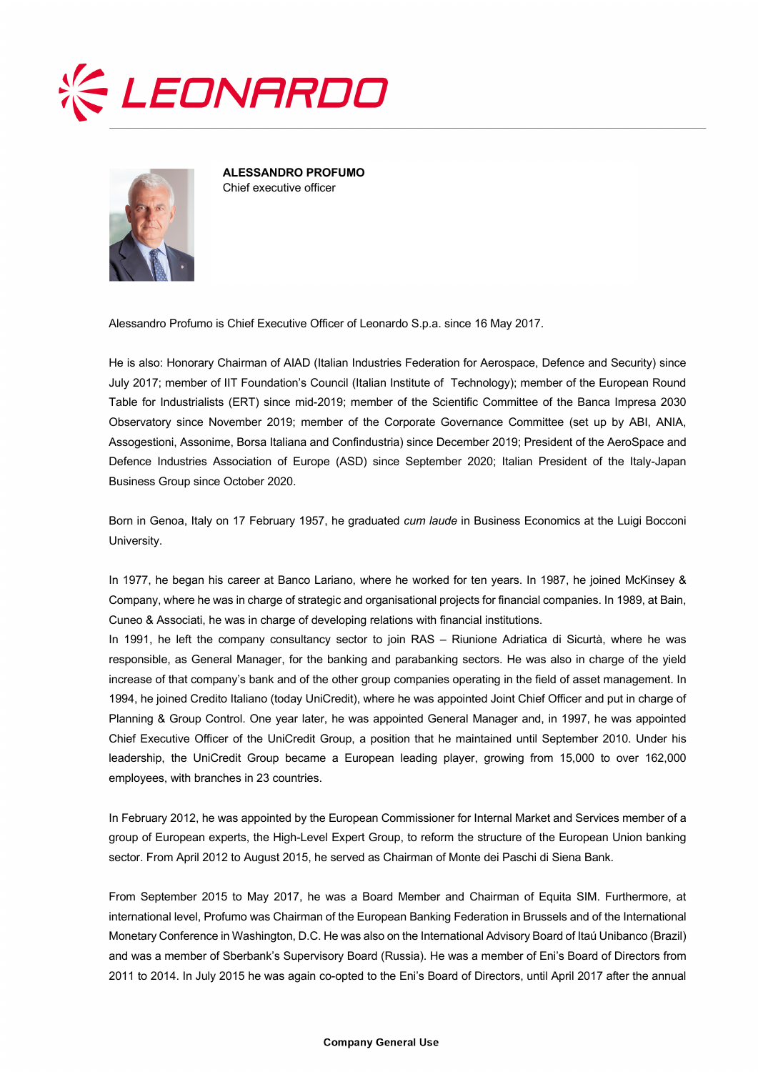**ALESSANDRO PROFUMO**
Chief executive officer

Alessandro Profumo is Chief Executive Officer of Leonardo S.p.a. since 16 May 2017.

He is also: Honorary Chairman of AIAD (Italian Industries Federation for Aerospace, Defence and Security) since July 2017; member of IIT Foundation's Council (Italian Institute of Technology); member of the European Round Table for Industrialists (ERT) since mid-2019; member of the Scientific Committee of the Banca Impresa 2030 Observatory since November 2019; member of the Corporate Governance Committee (set up by ABI, ANIA, Assogestioni, Assonime, Borsa Italiana and Confindustria) since December 2019; President of the AeroSpace and Defence Industries Association of Europe (ASD) since September 2020; Italian President of the Italy-Japan Business Group since October 2020.

Born in Genoa, Italy on 17 February 1957, he graduated *cum laude* in Business Economics at the Luigi Bocconi University.

In 1977, he began his career at Banco Lariano, where he worked for ten years. In 1987, he joined McKinsey & Company, where he was in charge of strategic and organisational projects for financial companies. In 1989, at Bain, Cuneo & Associati, he was in charge of developing relations with financial institutions.
In 1991, he left the company consultancy sector to join RAS – Riunione Adriatica di Sicurtà, where he was responsible, as General Manager, for the banking and parabanking sectors. He was also in charge of the yield increase of that company's bank and of the other group companies operating in the field of asset management. In 1994, he joined Credito Italiano (today UniCredit), where he was appointed Joint Chief Officer and put in charge of Planning & Group Control. One year later, he was appointed General Manager and, in 1997, he was appointed Chief Executive Officer of the UniCredit Group, a position that he maintained until September 2010. Under his leadership, the UniCredit Group became a European leading player, growing from 15,000 to over 162,000 employees, with branches in 23 countries.

In February 2012, he was appointed by the European Commissioner for Internal Market and Services member of a group of European experts, the High-Level Expert Group, to reform the structure of the European Union banking sector. From April 2012 to August 2015, he served as Chairman of Monte dei Paschi di Siena Bank.

From September 2015 to May 2017, he was a Board Member and Chairman of Equita SIM. Furthermore, at international level, Profumo was Chairman of the European Banking Federation in Brussels and of the International Monetary Conference in Washington, D.C. He was also on the International Advisory Board of Itaú Unibanco (Brazil) and was a member of Sberbank's Supervisory Board (Russia). He was a member of Eni's Board of Directors from 2011 to 2014. In July 2015 he was again co-opted to the Eni's Board of Directors, until April 2017 after the annual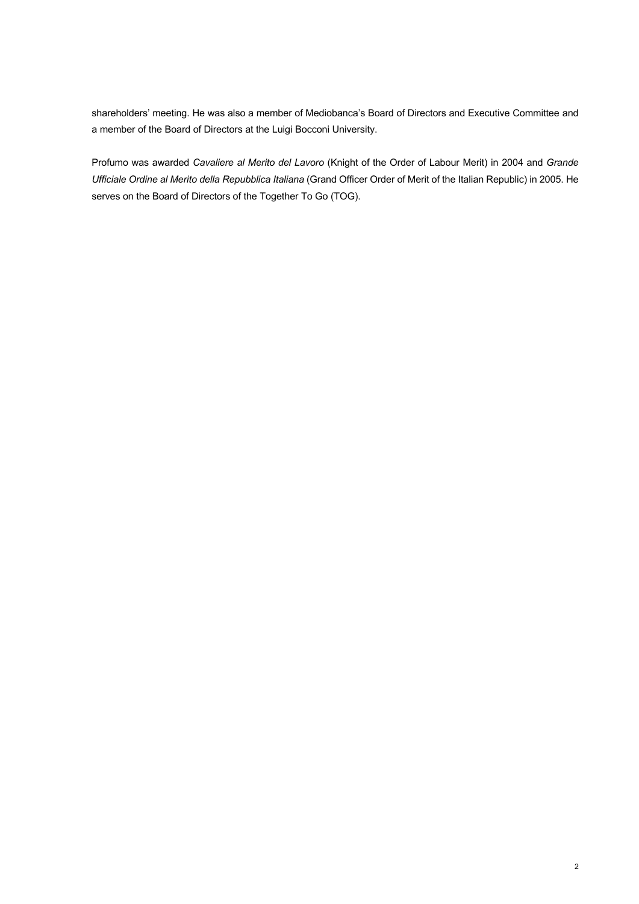shareholders’ meeting. He was also a member of Mediobanca’s Board of Directors and Executive Committee and a member of the Board of Directors at the Luigi Bocconi University.

Profumo was awarded *Cavaliere al Merito del Lavoro* (Knight of the Order of Labour Merit) in 2004 and *Grande Ufficiale Ordine al Merito della Repubblica Italiana* (Grand Officer Order of Merit of the Italian Republic) in 2005. He serves on the Board of Directors of the Together To Go (TOG).